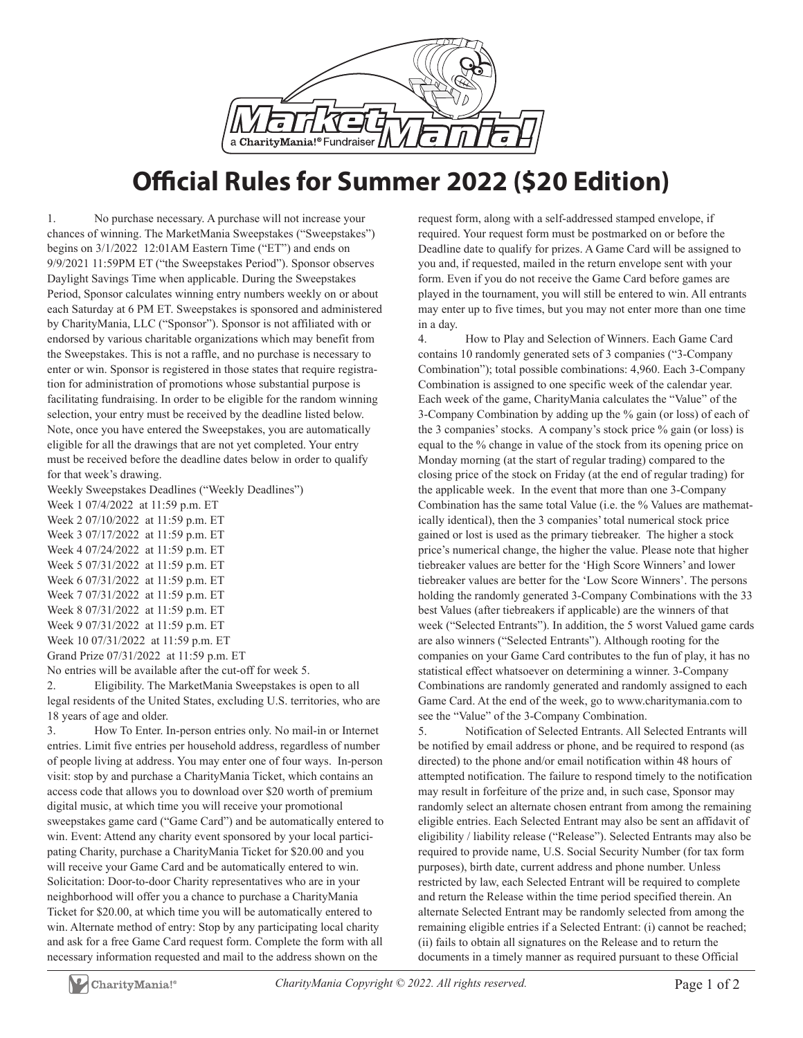# Official Rules for Summer 2022 ($20 Edition)

1. No purchase necessary. A purchase will not increase your chances of winning. The MarketMania Sweepstakes ("Sweepstakes") begins on 3/1/2022 12:01AM Eastern Time ("ET") and ends on 9/9/2021 11:59PM ET ("the Sweepstakes Period"). Sponsor observes Daylight Savings Time when applicable. During the Sweepstakes Period, Sponsor calculates winning entry numbers weekly on or about each Saturday at 6 PM ET. Sweepstakes is sponsored and administered by CharityMania, LLC ("Sponsor"). Sponsor is not affiliated with or endorsed by various charitable organizations which may benefit from the Sweepstakes. This is not a raffle, and no purchase is necessary to enter or win. Sponsor is registered in those states that require registration for administration of promotions whose substantial purpose is facilitating fundraising. In order to be eligible for the random winning selection, your entry must be received by the deadline listed below. Note, once you have entered the Sweepstakes, you are automatically eligible for all the drawings that are not yet completed. Your entry must be received before the deadline dates below in order to qualify for that week's drawing.

Weekly Sweepstakes Deadlines ("Weekly Deadlines")

Week 1 07/4/2022 at 11:59 p.m. ET
Week 2 07/10/2022 at 11:59 p.m. ET
Week 3 07/17/2022 at 11:59 p.m. ET
Week 4 07/24/2022 at 11:59 p.m. ET
Week 5 07/31/2022 at 11:59 p.m. ET
Week 6 07/31/2022 at 11:59 p.m. ET
Week 7 07/31/2022 at 11:59 p.m. ET
Week 8 07/31/2022 at 11:59 p.m. ET
Week 9 07/31/2022 at 11:59 p.m. ET
Week 10 07/31/2022 at 11:59 p.m. ET
Grand Prize 07/31/2022 at 11:59 p.m. ET

No entries will be available after the cut-off for week 5.

2. Eligibility. The MarketMania Sweepstakes is open to all legal residents of the United States, excluding U.S. territories, who are 18 years of age and older.

3. How To Enter. In-person entries only. No mail-in or Internet entries. Limit five entries per household address, regardless of number of people living at address. You may enter one of four ways. In-person visit: stop by and purchase a CharityMania Ticket, which contains an access code that allows you to download over $20 worth of premium digital music, at which time you will receive your promotional sweepstakes game card ("Game Card") and be automatically entered to win. Event: Attend any charity event sponsored by your local participating Charity, purchase a CharityMania Ticket for $20.00 and you will receive your Game Card and be automatically entered to win. Solicitation: Door-to-door Charity representatives who are in your neighborhood will offer you a chance to purchase a CharityMania Ticket for $20.00, at which time you will be automatically entered to win. Alternate method of entry: Stop by any participating local charity and ask for a free Game Card request form. Complete the form with all necessary information requested and mail to the address shown on the request form, along with a self-addressed stamped envelope, if required. Your request form must be postmarked on or before the Deadline date to qualify for prizes. A Game Card will be assigned to you and, if requested, mailed in the return envelope sent with your form. Even if you do not receive the Game Card before games are played in the tournament, you will still be entered to win. All entrants may enter up to five times, but you may not enter more than one time in a day.

4. How to Play and Selection of Winners. Each Game Card contains 10 randomly generated sets of 3 companies ("3-Company Combination"); total possible combinations: 4,960. Each 3-Company Combination is assigned to one specific week of the calendar year. Each week of the game, CharityMania calculates the "Value" of the 3-Company Combination by adding up the % gain (or loss) of each of the 3 companies' stocks. A company's stock price % gain (or loss) is equal to the % change in value of the stock from its opening price on Monday morning (at the start of regular trading) compared to the closing price of the stock on Friday (at the end of regular trading) for the applicable week. In the event that more than one 3-Company Combination has the same total Value (i.e. the % Values are mathematically identical), then the 3 companies' total numerical stock price gained or lost is used as the primary tiebreaker. The higher a stock price's numerical change, the higher the value. Please note that higher tiebreaker values are better for the 'High Score Winners' and lower tiebreaker values are better for the 'Low Score Winners'. The persons holding the randomly generated 3-Company Combinations with the 33 best Values (after tiebreakers if applicable) are the winners of that week ("Selected Entrants"). In addition, the 5 worst Valued game cards are also winners ("Selected Entrants"). Although rooting for the companies on your Game Card contributes to the fun of play, it has no statistical effect whatsoever on determining a winner. 3-Company Combinations are randomly generated and randomly assigned to each Game Card. At the end of the week, go to www.charitymania.com to see the "Value" of the 3-Company Combination.

5. Notification of Selected Entrants. All Selected Entrants will be notified by email address or phone, and be required to respond (as directed) to the phone and/or email notification within 48 hours of attempted notification. The failure to respond timely to the notification may result in forfeiture of the prize and, in such case, Sponsor may randomly select an alternate chosen entrant from among the remaining eligible entries. Each Selected Entrant may also be sent an affidavit of eligibility / liability release ("Release"). Selected Entrants may also be required to provide name, U.S. Social Security Number (for tax form purposes), birth date, current address and phone number. Unless restricted by law, each Selected Entrant will be required to complete and return the Release within the time period specified therein. An alternate Selected Entrant may be randomly selected from among the remaining eligible entries if a Selected Entrant: (i) cannot be reached; (ii) fails to obtain all signatures on the Release and to return the documents in a timely manner as required pursuant to these Official

CharityMania Copyright © 2022. All rights reserved.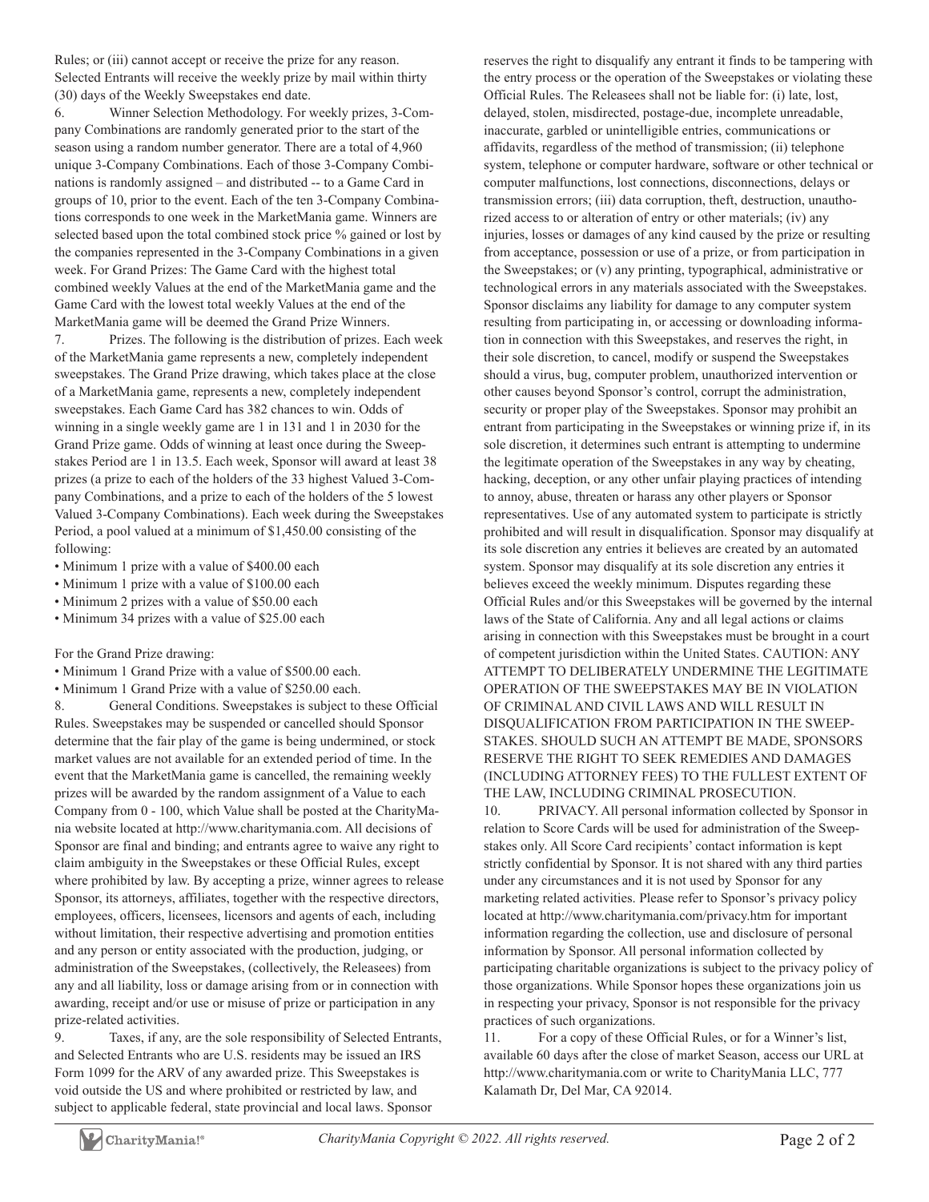Rules; or (iii) cannot accept or receive the prize for any reason. Selected Entrants will receive the weekly prize by mail within thirty (30) days of the Weekly Sweepstakes end date.

6. Winner Selection Methodology. For weekly prizes, 3-Company Combinations are randomly generated prior to the start of the season using a random number generator. There are a total of 4,960 unique 3-Company Combinations. Each of those 3-Company Combinations is randomly assigned – and distributed -- to a Game Card in groups of 10, prior to the event. Each of the ten 3-Company Combinations corresponds to one week in the MarketMania game. Winners are selected based upon the total combined stock price % gained or lost by the companies represented in the 3-Company Combinations in a given week. For Grand Prizes: The Game Card with the highest total combined weekly Values at the end of the MarketMania game and the Game Card with the lowest total weekly Values at the end of the MarketMania game will be deemed the Grand Prize Winners.

7. Prizes. The following is the distribution of prizes. Each week of the MarketMania game represents a new, completely independent sweepstakes. The Grand Prize drawing, which takes place at the close of a MarketMania game, represents a new, completely independent sweepstakes. Each Game Card has 382 chances to win. Odds of winning in a single weekly game are 1 in 131 and 1 in 2030 for the Grand Prize game. Odds of winning at least once during the Sweepstakes Period are 1 in 13.5. Each week, Sponsor will award at least 38 prizes (a prize to each of the holders of the 33 highest Valued 3-Company Combinations, and a prize to each of the holders of the 5 lowest Valued 3-Company Combinations). Each week during the Sweepstakes Period, a pool valued at a minimum of $1,450.00 consisting of the following:

- Minimum 1 prize with a value of $400.00 each
- Minimum 1 prize with a value of $100.00 each
- Minimum 2 prizes with a value of $50.00 each
- Minimum 34 prizes with a value of $25.00 each

For the Grand Prize drawing:

- Minimum 1 Grand Prize with a value of $500.00 each.
- Minimum 1 Grand Prize with a value of $250.00 each.

8. General Conditions. Sweepstakes is subject to these Official Rules. Sweepstakes may be suspended or cancelled should Sponsor determine that the fair play of the game is being undermined, or stock market values are not available for an extended period of time. In the event that the MarketMania game is cancelled, the remaining weekly prizes will be awarded by the random assignment of a Value to each Company from 0 - 100, which Value shall be posted at the CharityMania website located at http://www.charitymania.com. All decisions of Sponsor are final and binding; and entrants agree to waive any right to claim ambiguity in the Sweepstakes or these Official Rules, except where prohibited by law. By accepting a prize, winner agrees to release Sponsor, its attorneys, affiliates, together with the respective directors, employees, officers, licensees, licensors and agents of each, including without limitation, their respective advertising and promotion entities and any person or entity associated with the production, judging, or administration of the Sweepstakes, (collectively, the Releasees) from any and all liability, loss or damage arising from or in connection with awarding, receipt and/or use or misuse of prize or participation in any prize-related activities.

9. Taxes, if any, are the sole responsibility of Selected Entrants, and Selected Entrants who are U.S. residents may be issued an IRS Form 1099 for the ARV of any awarded prize. This Sweepstakes is void outside the US and where prohibited or restricted by law, and subject to applicable federal, state provincial and local laws. Sponsor reserves the right to disqualify any entrant it finds to be tampering with the entry process or the operation of the Sweepstakes or violating these Official Rules. The Releasees shall not be liable for: (i) late, lost, delayed, stolen, misdirected, postage-due, incomplete unreadable, inaccurate, garbled or unintelligible entries, communications or affidavits, regardless of the method of transmission; (ii) telephone system, telephone or computer hardware, software or other technical or computer malfunctions, lost connections, disconnections, delays or transmission errors; (iii) data corruption, theft, destruction, unauthorized access to or alteration of entry or other materials; (iv) any injuries, losses or damages of any kind caused by the prize or resulting from acceptance, possession or use of a prize, or from participation in the Sweepstakes; or (v) any printing, typographical, administrative or technological errors in any materials associated with the Sweepstakes. Sponsor disclaims any liability for damage to any computer system resulting from participating in, or accessing or downloading information in connection with this Sweepstakes, and reserves the right, in their sole discretion, to cancel, modify or suspend the Sweepstakes should a virus, bug, computer problem, unauthorized intervention or other causes beyond Sponsor's control, corrupt the administration, security or proper play of the Sweepstakes. Sponsor may prohibit an entrant from participating in the Sweepstakes or winning prize if, in its sole discretion, it determines such entrant is attempting to undermine the legitimate operation of the Sweepstakes in any way by cheating, hacking, deception, or any other unfair playing practices of intending to annoy, abuse, threaten or harass any other players or Sponsor representatives. Use of any automated system to participate is strictly prohibited and will result in disqualification. Sponsor may disqualify at its sole discretion any entries it believes are created by an automated system. Sponsor may disqualify at its sole discretion any entries it believes exceed the weekly minimum. Disputes regarding these Official Rules and/or this Sweepstakes will be governed by the internal laws of the State of California. Any and all legal actions or claims arising in connection with this Sweepstakes must be brought in a court of competent jurisdiction within the United States. CAUTION: ANY ATTEMPT TO DELIBERATELY UNDERMINE THE LEGITIMATE OPERATION OF THE SWEEPSTAKES MAY BE IN VIOLATION OF CRIMINAL AND CIVIL LAWS AND WILL RESULT IN DISQUALIFICATION FROM PARTICIPATION IN THE SWEEPSTAKES. SHOULD SUCH AN ATTEMPT BE MADE, SPONSORS RESERVE THE RIGHT TO SEEK REMEDIES AND DAMAGES (INCLUDING ATTORNEY FEES) TO THE FULLEST EXTENT OF THE LAW, INCLUDING CRIMINAL PROSECUTION.

10. PRIVACY. All personal information collected by Sponsor in relation to Score Cards will be used for administration of the Sweepstakes only. All Score Card recipients' contact information is kept strictly confidential by Sponsor. It is not shared with any third parties under any circumstances and it is not used by Sponsor for any marketing related activities. Please refer to Sponsor's privacy policy located at http://www.charitymania.com/privacy.htm for important information regarding the collection, use and disclosure of personal information by Sponsor. All personal information collected by participating charitable organizations is subject to the privacy policy of those organizations. While Sponsor hopes these organizations join us in respecting your privacy, Sponsor is not responsible for the privacy practices of such organizations.

11. For a copy of these Official Rules, or for a Winner's list, available 60 days after the close of market Season, access our URL at http://www.charitymania.com or write to CharityMania LLC, 777 Kalamath Dr, Del Mar, CA 92014.